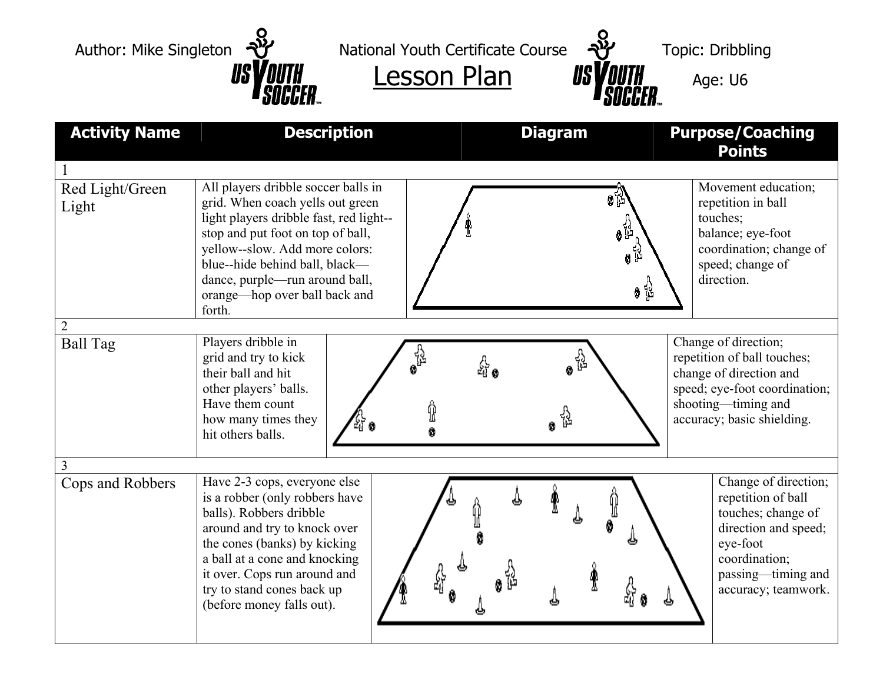Author: Mike Singleton | National Youth Certificate Course | Topic: Dribbling

# Lesson Plan

Age: U6

| Activity Name | Description | Diagram | Purpose/Coaching Points |
|---|---|---|---|
| 1 | | | |
| Red Light/Green Light | All players dribble soccer balls in grid. When coach yells out green light players dribble fast, red light--stop and put foot on top of ball, yellow--slow. Add more colors: blue--hide behind ball, black—dance, purple—run around ball, orange—hop over ball back and forth. | | Movement education; repetition in ball touches; balance; eye-foot coordination; change of speed; change of direction. |
| 2 | | | |
| Ball Tag | Players dribble in grid and try to kick their ball and hit other players' balls. Have them count how many times they hit others balls. | | Change of direction; repetition of ball touches; change of direction and speed; eye-foot coordination; shooting—timing and accuracy; basic shielding. |
| 3 | | | |
| Cops and Robbers | Have 2-3 cops, everyone else is a robber (only robbers have balls). Robbers dribble around and try to knock over the cones (banks) by kicking a ball at a cone and knocking it over. Cops run around and try to stand cones back up (before money falls out). | | Change of direction; repetition of ball touches; change of direction and speed; eye-foot coordination; passing—timing and accuracy; teamwork. |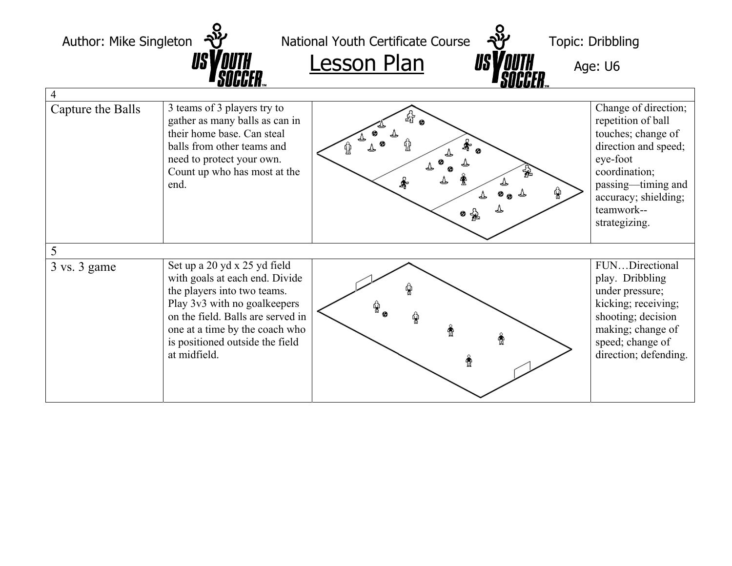Author: Mike Singleton National Youth Certificate Course Topic: Dribbling

# Lesson Plan

Age: U6

| | | | |
|---|---|---|---|
| 4 | | | |
| Capture the Balls | 3 teams of 3 players try to gather as many balls as can in their home base. Can steal balls from other teams and need to protect your own. Count up who has most at the end. | | Change of direction; repetition of ball touches; change of direction and speed; eye-foot coordination; passing—timing and accuracy; shielding; teamwork--strategizing. |
| 5 | | | |
| 3 vs. 3 game | Set up a 20 yd x 25 yd field with goals at each end. Divide the players into two teams. Play 3v3 with no goalkeepers on the field. Balls are served in one at a time by the coach who is positioned outside the field at midfield. | | FUN…Directional play. Dribbling under pressure; kicking; receiving; shooting; decision making; change of speed; change of direction; defending. |